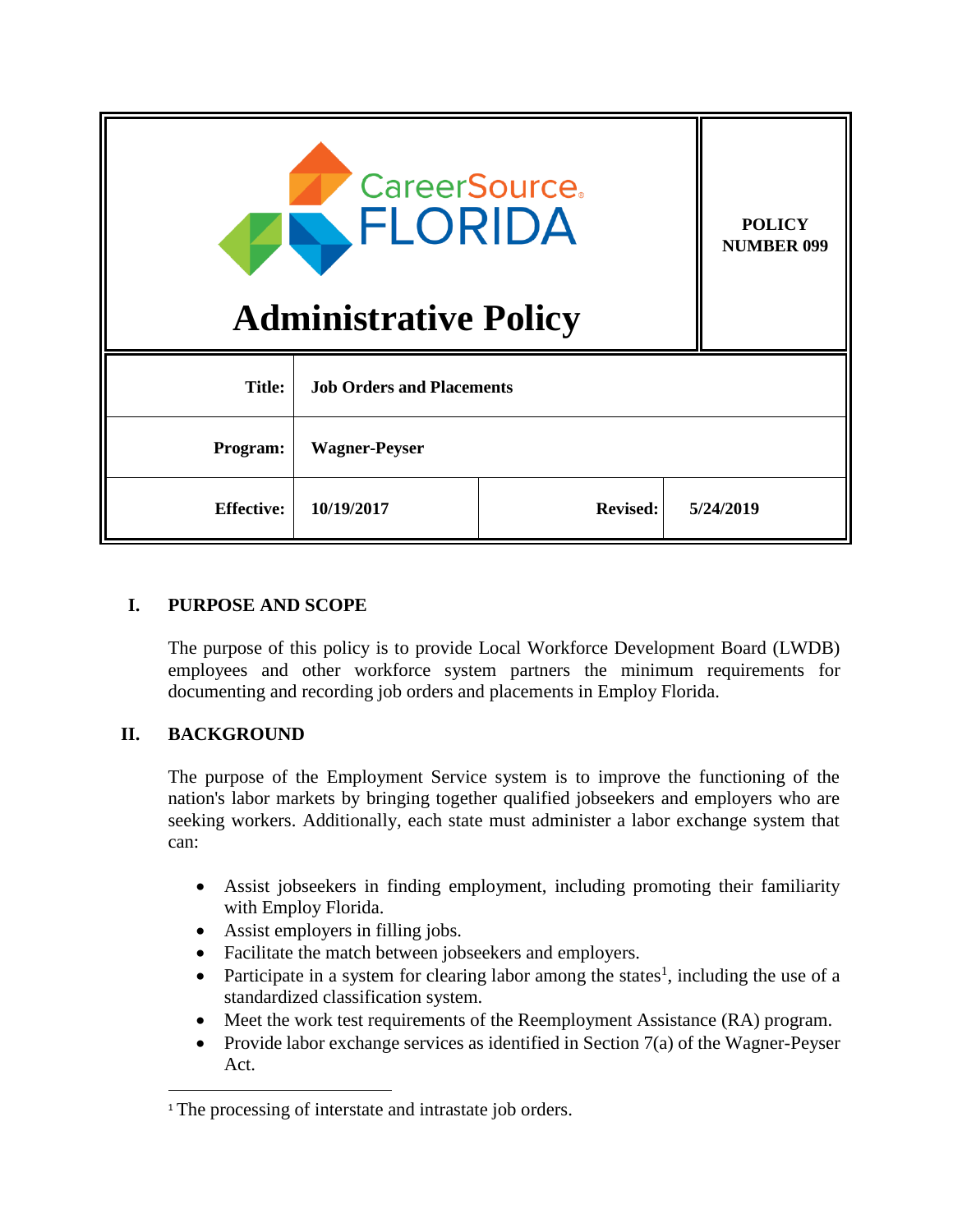CareerSource FLORIDA

# Administrative Policy

**POLICY NUMBER 099**

| **Title:** | **Job Orders and Placements** | | |
|---|---|---|---|
| **Program:** | **Wagner-Peyser** | | |
| **Effective:** | **10/19/2017** | **Revised:** | **5/24/2019** |

## I. PURPOSE AND SCOPE

The purpose of this policy is to provide Local Workforce Development Board (LWDB) employees and other workforce system partners the minimum requirements for documenting and recording job orders and placements in Employ Florida.

## II. BACKGROUND

The purpose of the Employment Service system is to improve the functioning of the nation's labor markets by bringing together qualified jobseekers and employers who are seeking workers. Additionally, each state must administer a labor exchange system that can:

- Assist jobseekers in finding employment, including promoting their familiarity with Employ Florida.
- Assist employers in filling jobs.
- Facilitate the match between jobseekers and employers.
- Participate in a system for clearing labor among the states[1], including the use of a standardized classification system.
- Meet the work test requirements of the Reemployment Assistance (RA) program.
- Provide labor exchange services as identified in Section 7(a) of the Wagner-Peyser Act.

[1] The processing of interstate and intrastate job orders.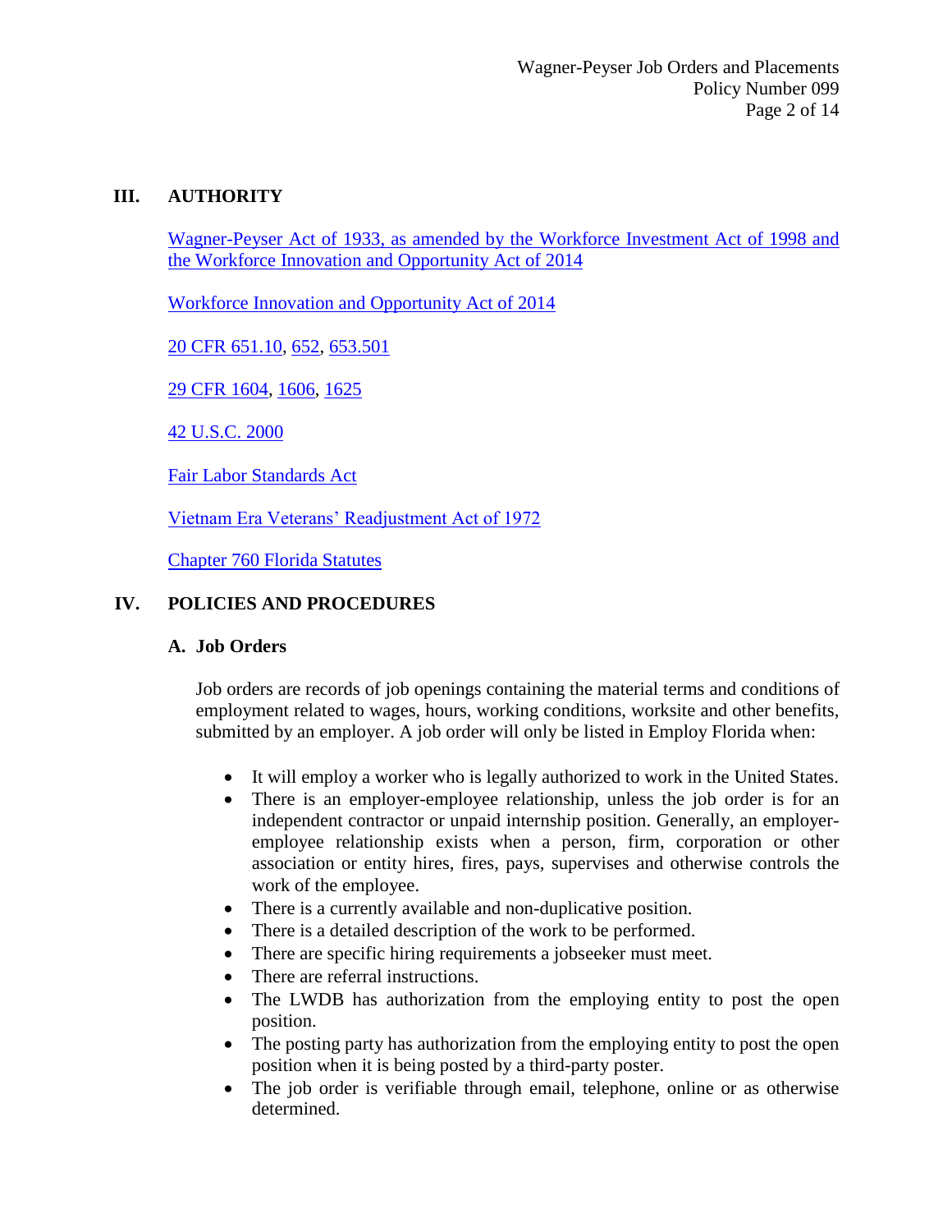## III. AUTHORITY

Wagner-Peyser Act of 1933, as amended by the Workforce Investment Act of 1998 and the Workforce Innovation and Opportunity Act of 2014

Workforce Innovation and Opportunity Act of 2014

20 CFR 651.10, 652, 653.501

29 CFR 1604, 1606, 1625

42 U.S.C. 2000

Fair Labor Standards Act

Vietnam Era Veterans' Readjustment Act of 1972

Chapter 760 Florida Statutes

## IV. POLICIES AND PROCEDURES

### A. Job Orders

Job orders are records of job openings containing the material terms and conditions of employment related to wages, hours, working conditions, worksite and other benefits, submitted by an employer. A job order will only be listed in Employ Florida when:

- It will employ a worker who is legally authorized to work in the United States.
- There is an employer-employee relationship, unless the job order is for an independent contractor or unpaid internship position. Generally, an employer-employee relationship exists when a person, firm, corporation or other association or entity hires, fires, pays, supervises and otherwise controls the work of the employee.
- There is a currently available and non-duplicative position.
- There is a detailed description of the work to be performed.
- There are specific hiring requirements a jobseeker must meet.
- There are referral instructions.
- The LWDB has authorization from the employing entity to post the open position.
- The posting party has authorization from the employing entity to post the open position when it is being posted by a third-party poster.
- The job order is verifiable through email, telephone, online or as otherwise determined.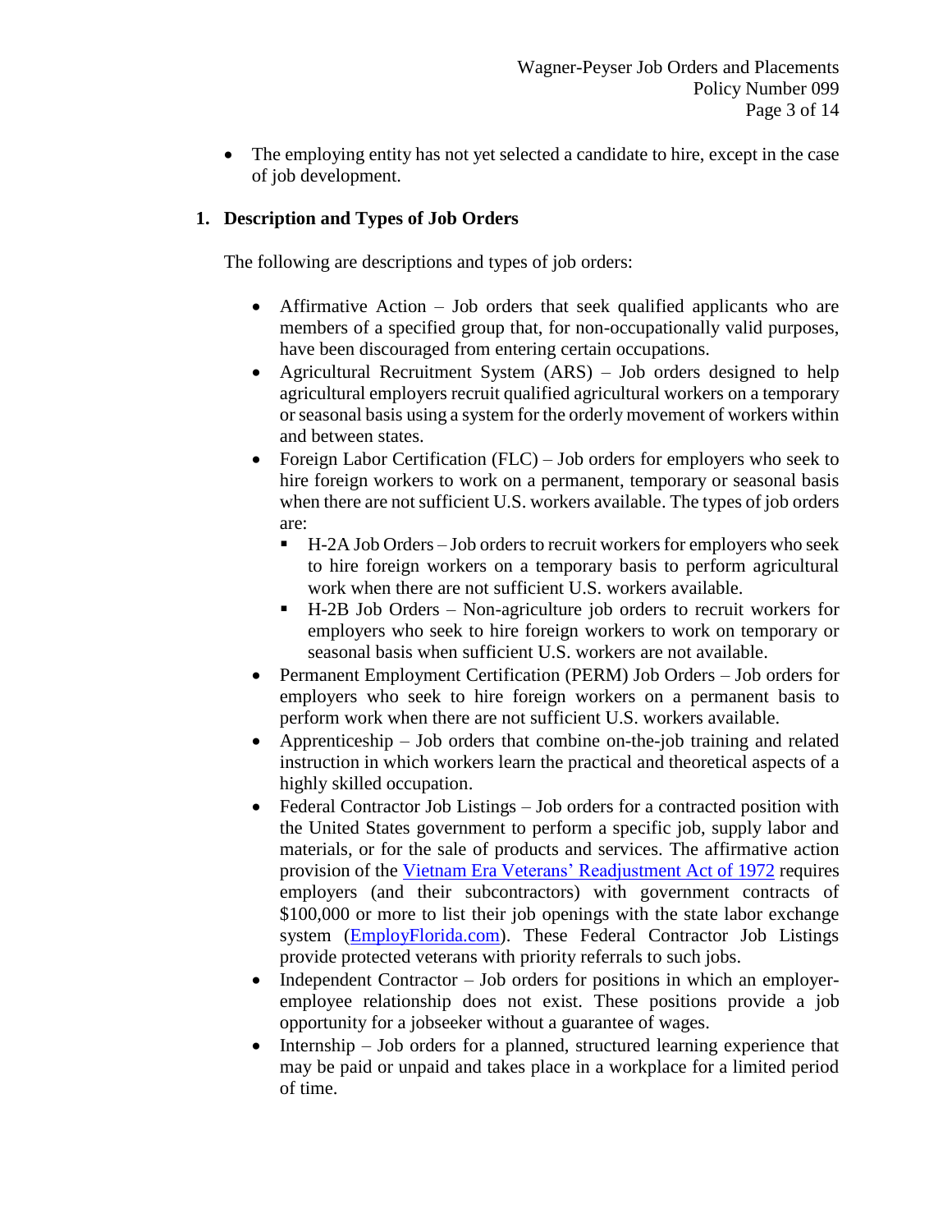- The employing entity has not yet selected a candidate to hire, except in the case of job development.

## 1. Description and Types of Job Orders

The following are descriptions and types of job orders:

- Affirmative Action – Job orders that seek qualified applicants who are members of a specified group that, for non-occupationally valid purposes, have been discouraged from entering certain occupations.
- Agricultural Recruitment System (ARS) – Job orders designed to help agricultural employers recruit qualified agricultural workers on a temporary or seasonal basis using a system for the orderly movement of workers within and between states.
- Foreign Labor Certification (FLC) – Job orders for employers who seek to hire foreign workers to work on a permanent, temporary or seasonal basis when there are not sufficient U.S. workers available. The types of job orders are:
  - H-2A Job Orders – Job orders to recruit workers for employers who seek to hire foreign workers on a temporary basis to perform agricultural work when there are not sufficient U.S. workers available.
  - H-2B Job Orders – Non-agriculture job orders to recruit workers for employers who seek to hire foreign workers to work on temporary or seasonal basis when sufficient U.S. workers are not available.
- Permanent Employment Certification (PERM) Job Orders – Job orders for employers who seek to hire foreign workers on a permanent basis to perform work when there are not sufficient U.S. workers available.
- Apprenticeship – Job orders that combine on-the-job training and related instruction in which workers learn the practical and theoretical aspects of a highly skilled occupation.
- Federal Contractor Job Listings – Job orders for a contracted position with the United States government to perform a specific job, supply labor and materials, or for the sale of products and services. The affirmative action provision of the Vietnam Era Veterans' Readjustment Act of 1972 requires employers (and their subcontractors) with government contracts of $100,000 or more to list their job openings with the state labor exchange system (EmployFlorida.com). These Federal Contractor Job Listings provide protected veterans with priority referrals to such jobs.
- Independent Contractor – Job orders for positions in which an employer-employee relationship does not exist. These positions provide a job opportunity for a jobseeker without a guarantee of wages.
- Internship – Job orders for a planned, structured learning experience that may be paid or unpaid and takes place in a workplace for a limited period of time.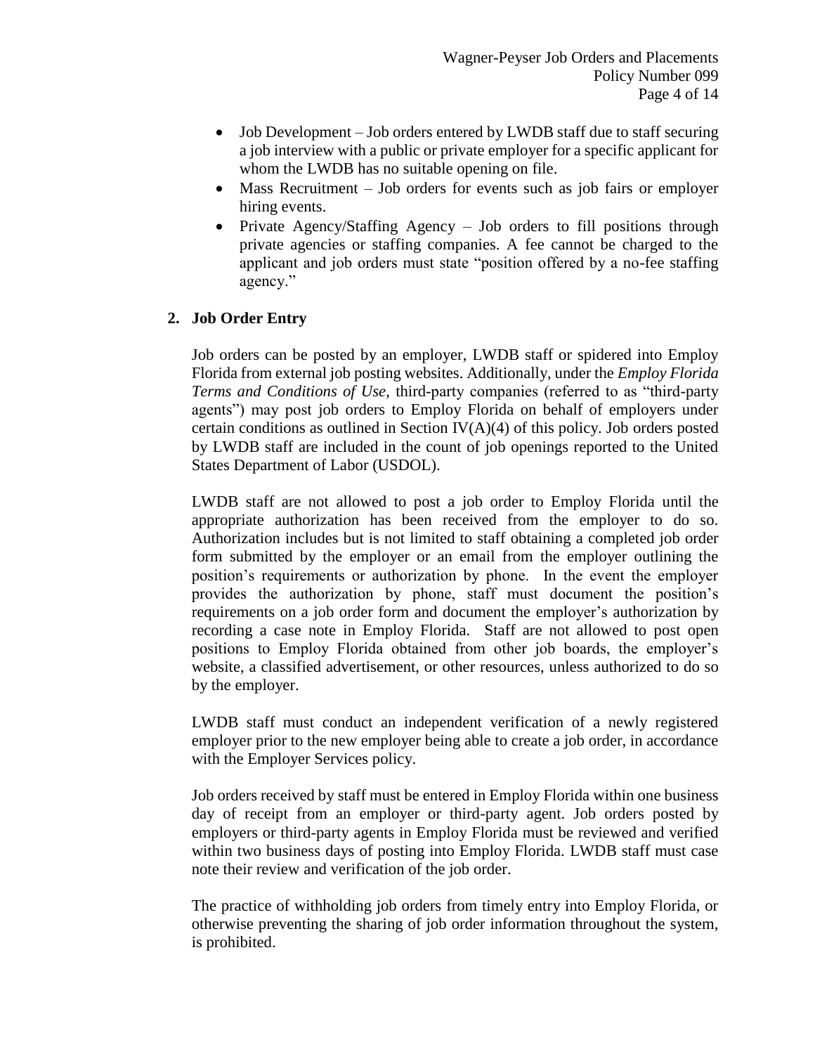- Job Development – Job orders entered by LWDB staff due to staff securing a job interview with a public or private employer for a specific applicant for whom the LWDB has no suitable opening on file.
- Mass Recruitment – Job orders for events such as job fairs or employer hiring events.
- Private Agency/Staffing Agency – Job orders to fill positions through private agencies or staffing companies. A fee cannot be charged to the applicant and job orders must state "position offered by a no-fee staffing agency."

**2. Job Order Entry**

Job orders can be posted by an employer, LWDB staff or spidered into Employ Florida from external job posting websites. Additionally, under the *Employ Florida Terms and Conditions of Use*, third-party companies (referred to as "third-party agents") may post job orders to Employ Florida on behalf of employers under certain conditions as outlined in Section IV(A)(4) of this policy. Job orders posted by LWDB staff are included in the count of job openings reported to the United States Department of Labor (USDOL).

LWDB staff are not allowed to post a job order to Employ Florida until the appropriate authorization has been received from the employer to do so. Authorization includes but is not limited to staff obtaining a completed job order form submitted by the employer or an email from the employer outlining the position's requirements or authorization by phone. In the event the employer provides the authorization by phone, staff must document the position's requirements on a job order form and document the employer's authorization by recording a case note in Employ Florida. Staff are not allowed to post open positions to Employ Florida obtained from other job boards, the employer's website, a classified advertisement, or other resources, unless authorized to do so by the employer.

LWDB staff must conduct an independent verification of a newly registered employer prior to the new employer being able to create a job order, in accordance with the Employer Services policy.

Job orders received by staff must be entered in Employ Florida within one business day of receipt from an employer or third-party agent. Job orders posted by employers or third-party agents in Employ Florida must be reviewed and verified within two business days of posting into Employ Florida. LWDB staff must case note their review and verification of the job order.

The practice of withholding job orders from timely entry into Employ Florida, or otherwise preventing the sharing of job order information throughout the system, is prohibited.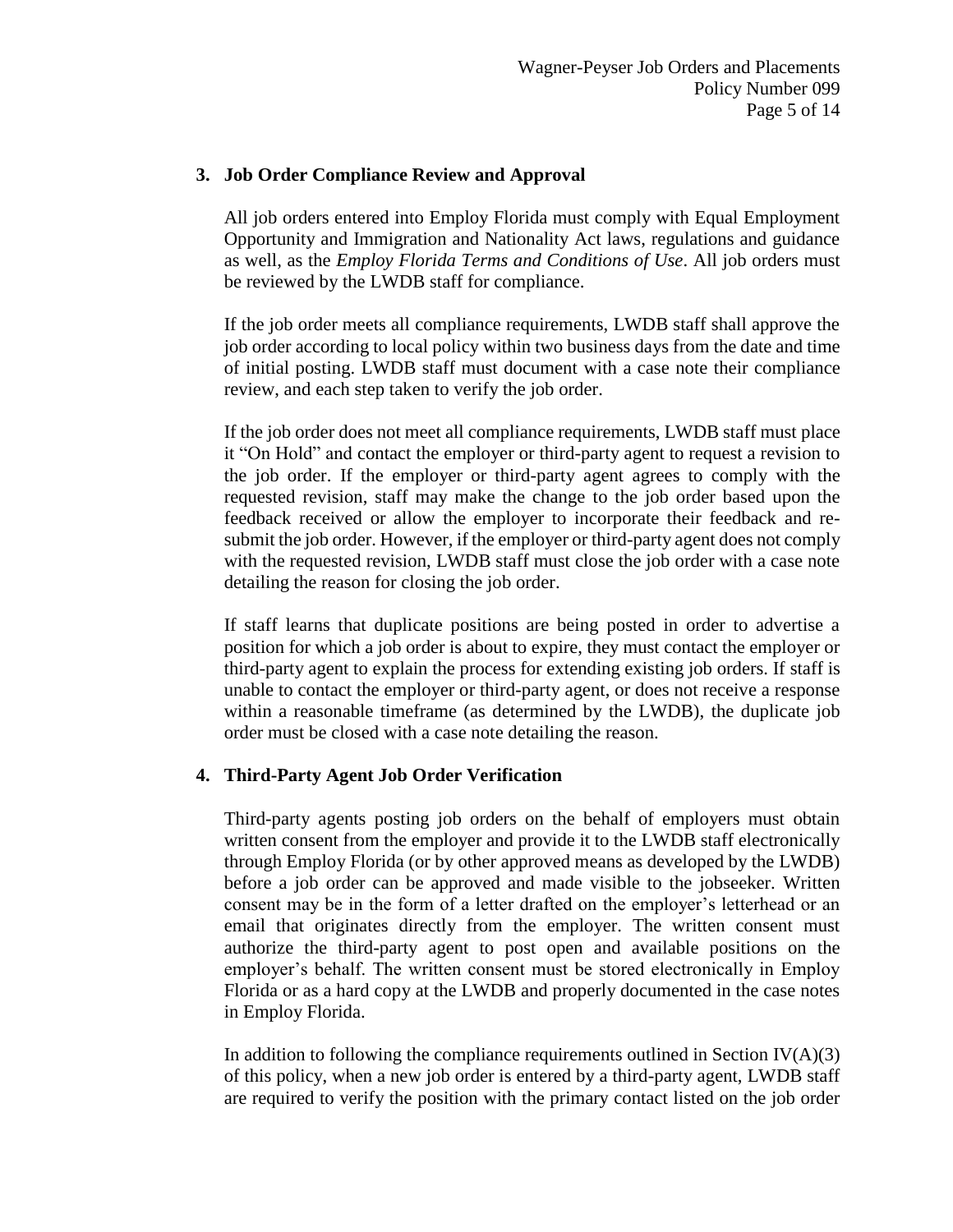**3. Job Order Compliance Review and Approval**

All job orders entered into Employ Florida must comply with Equal Employment Opportunity and Immigration and Nationality Act laws, regulations and guidance as well, as the *Employ Florida Terms and Conditions of Use*. All job orders must be reviewed by the LWDB staff for compliance.

If the job order meets all compliance requirements, LWDB staff shall approve the job order according to local policy within two business days from the date and time of initial posting. LWDB staff must document with a case note their compliance review, and each step taken to verify the job order.

If the job order does not meet all compliance requirements, LWDB staff must place it "On Hold" and contact the employer or third-party agent to request a revision to the job order. If the employer or third-party agent agrees to comply with the requested revision, staff may make the change to the job order based upon the feedback received or allow the employer to incorporate their feedback and re-submit the job order. However, if the employer or third-party agent does not comply with the requested revision, LWDB staff must close the job order with a case note detailing the reason for closing the job order.

If staff learns that duplicate positions are being posted in order to advertise a position for which a job order is about to expire, they must contact the employer or third-party agent to explain the process for extending existing job orders. If staff is unable to contact the employer or third-party agent, or does not receive a response within a reasonable timeframe (as determined by the LWDB), the duplicate job order must be closed with a case note detailing the reason.

**4. Third-Party Agent Job Order Verification**

Third-party agents posting job orders on the behalf of employers must obtain written consent from the employer and provide it to the LWDB staff electronically through Employ Florida (or by other approved means as developed by the LWDB) before a job order can be approved and made visible to the jobseeker. Written consent may be in the form of a letter drafted on the employer's letterhead or an email that originates directly from the employer. The written consent must authorize the third-party agent to post open and available positions on the employer's behalf. The written consent must be stored electronically in Employ Florida or as a hard copy at the LWDB and properly documented in the case notes in Employ Florida.

In addition to following the compliance requirements outlined in Section IV(A)(3) of this policy, when a new job order is entered by a third-party agent, LWDB staff are required to verify the position with the primary contact listed on the job order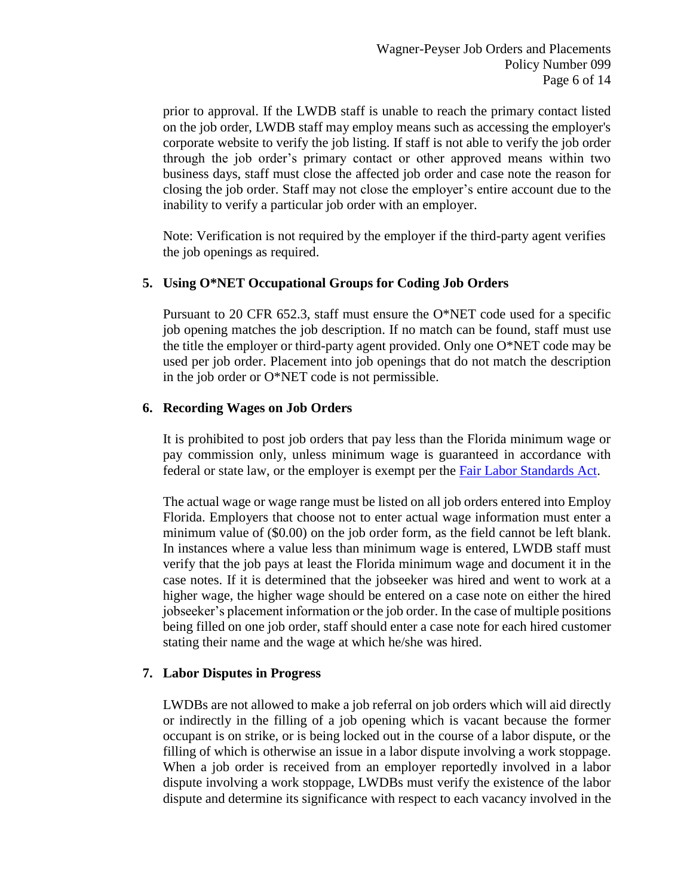prior to approval. If the LWDB staff is unable to reach the primary contact listed on the job order, LWDB staff may employ means such as accessing the employer's corporate website to verify the job listing. If staff is not able to verify the job order through the job order's primary contact or other approved means within two business days, staff must close the affected job order and case note the reason for closing the job order. Staff may not close the employer's entire account due to the inability to verify a particular job order with an employer.

Note: Verification is not required by the employer if the third-party agent verifies the job openings as required.

**5. Using O*NET Occupational Groups for Coding Job Orders**

Pursuant to 20 CFR 652.3, staff must ensure the O*NET code used for a specific job opening matches the job description. If no match can be found, staff must use the title the employer or third-party agent provided. Only one O*NET code may be used per job order. Placement into job openings that do not match the description in the job order or O*NET code is not permissible.

**6. Recording Wages on Job Orders**

It is prohibited to post job orders that pay less than the Florida minimum wage or pay commission only, unless minimum wage is guaranteed in accordance with federal or state law, or the employer is exempt per the [Fair Labor Standards Act](#).

The actual wage or wage range must be listed on all job orders entered into Employ Florida. Employers that choose not to enter actual wage information must enter a minimum value of ($0.00) on the job order form, as the field cannot be left blank. In instances where a value less than minimum wage is entered, LWDB staff must verify that the job pays at least the Florida minimum wage and document it in the case notes. If it is determined that the jobseeker was hired and went to work at a higher wage, the higher wage should be entered on a case note on either the hired jobseeker's placement information or the job order. In the case of multiple positions being filled on one job order, staff should enter a case note for each hired customer stating their name and the wage at which he/she was hired.

**7. Labor Disputes in Progress**

LWDBs are not allowed to make a job referral on job orders which will aid directly or indirectly in the filling of a job opening which is vacant because the former occupant is on strike, or is being locked out in the course of a labor dispute, or the filling of which is otherwise an issue in a labor dispute involving a work stoppage. When a job order is received from an employer reportedly involved in a labor dispute involving a work stoppage, LWDBs must verify the existence of the labor dispute and determine its significance with respect to each vacancy involved in the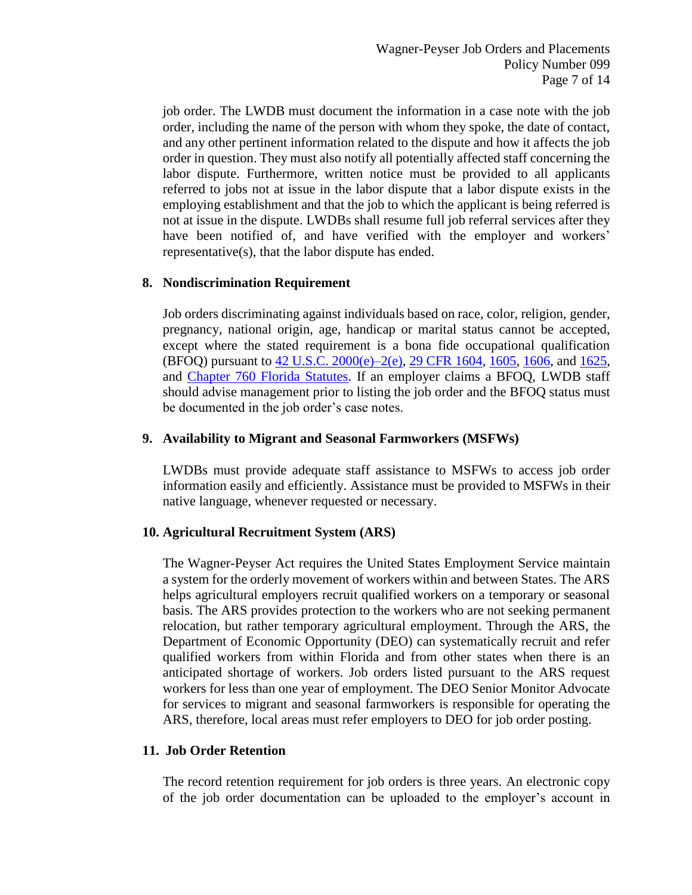job order. The LWDB must document the information in a case note with the job order, including the name of the person with whom they spoke, the date of contact, and any other pertinent information related to the dispute and how it affects the job order in question. They must also notify all potentially affected staff concerning the labor dispute. Furthermore, written notice must be provided to all applicants referred to jobs not at issue in the labor dispute that a labor dispute exists in the employing establishment and that the job to which the applicant is being referred is not at issue in the dispute. LWDBs shall resume full job referral services after they have been notified of, and have verified with the employer and workers' representative(s), that the labor dispute has ended.

## 8. Nondiscrimination Requirement

Job orders discriminating against individuals based on race, color, religion, gender, pregnancy, national origin, age, handicap or marital status cannot be accepted, except where the stated requirement is a bona fide occupational qualification (BFOQ) pursuant to 42 U.S.C. 2000(e)–2(e), 29 CFR 1604, 1605, 1606, and 1625, and Chapter 760 Florida Statutes. If an employer claims a BFOQ, LWDB staff should advise management prior to listing the job order and the BFOQ status must be documented in the job order's case notes.

## 9. Availability to Migrant and Seasonal Farmworkers (MSFWs)

LWDBs must provide adequate staff assistance to MSFWs to access job order information easily and efficiently. Assistance must be provided to MSFWs in their native language, whenever requested or necessary.

## 10. Agricultural Recruitment System (ARS)

The Wagner-Peyser Act requires the United States Employment Service maintain a system for the orderly movement of workers within and between States. The ARS helps agricultural employers recruit qualified workers on a temporary or seasonal basis. The ARS provides protection to the workers who are not seeking permanent relocation, but rather temporary agricultural employment. Through the ARS, the Department of Economic Opportunity (DEO) can systematically recruit and refer qualified workers from within Florida and from other states when there is an anticipated shortage of workers. Job orders listed pursuant to the ARS request workers for less than one year of employment. The DEO Senior Monitor Advocate for services to migrant and seasonal farmworkers is responsible for operating the ARS, therefore, local areas must refer employers to DEO for job order posting.

## 11. Job Order Retention

The record retention requirement for job orders is three years. An electronic copy of the job order documentation can be uploaded to the employer's account in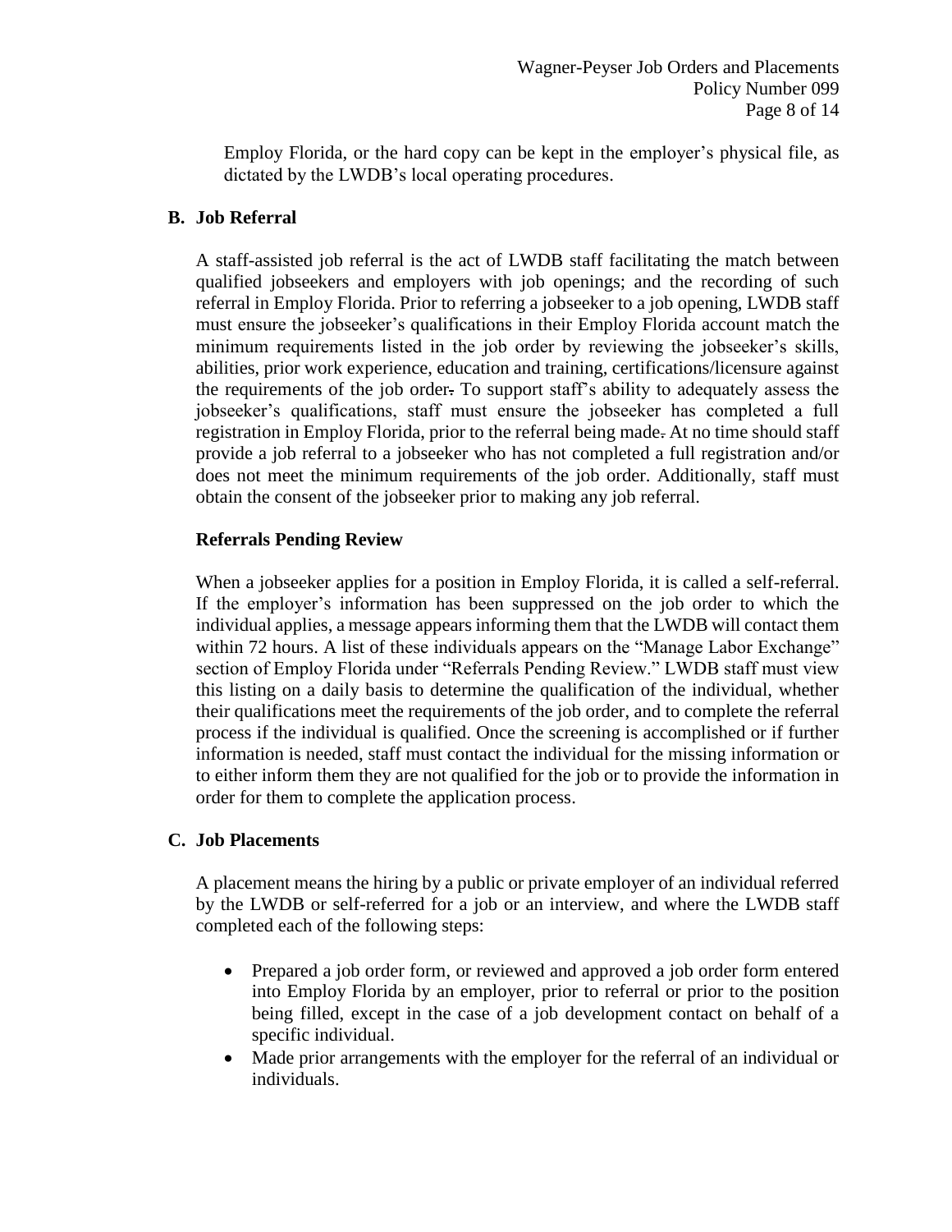Employ Florida, or the hard copy can be kept in the employer's physical file, as dictated by the LWDB's local operating procedures.

## B. Job Referral

A staff-assisted job referral is the act of LWDB staff facilitating the match between qualified jobseekers and employers with job openings; and the recording of such referral in Employ Florida. Prior to referring a jobseeker to a job opening, LWDB staff must ensure the jobseeker's qualifications in their Employ Florida account match the minimum requirements listed in the job order by reviewing the jobseeker's skills, abilities, prior work experience, education and training, certifications/licensure against the requirements of the job order. To support staff's ability to adequately assess the jobseeker's qualifications, staff must ensure the jobseeker has completed a full registration in Employ Florida, prior to the referral being made. At no time should staff provide a job referral to a jobseeker who has not completed a full registration and/or does not meet the minimum requirements of the job order. Additionally, staff must obtain the consent of the jobseeker prior to making any job referral.

### Referrals Pending Review

When a jobseeker applies for a position in Employ Florida, it is called a self-referral. If the employer's information has been suppressed on the job order to which the individual applies, a message appears informing them that the LWDB will contact them within 72 hours. A list of these individuals appears on the "Manage Labor Exchange" section of Employ Florida under "Referrals Pending Review." LWDB staff must view this listing on a daily basis to determine the qualification of the individual, whether their qualifications meet the requirements of the job order, and to complete the referral process if the individual is qualified. Once the screening is accomplished or if further information is needed, staff must contact the individual for the missing information or to either inform them they are not qualified for the job or to provide the information in order for them to complete the application process.

## C. Job Placements

A placement means the hiring by a public or private employer of an individual referred by the LWDB or self-referred for a job or an interview, and where the LWDB staff completed each of the following steps:

- Prepared a job order form, or reviewed and approved a job order form entered into Employ Florida by an employer, prior to referral or prior to the position being filled, except in the case of a job development contact on behalf of a specific individual.
- Made prior arrangements with the employer for the referral of an individual or individuals.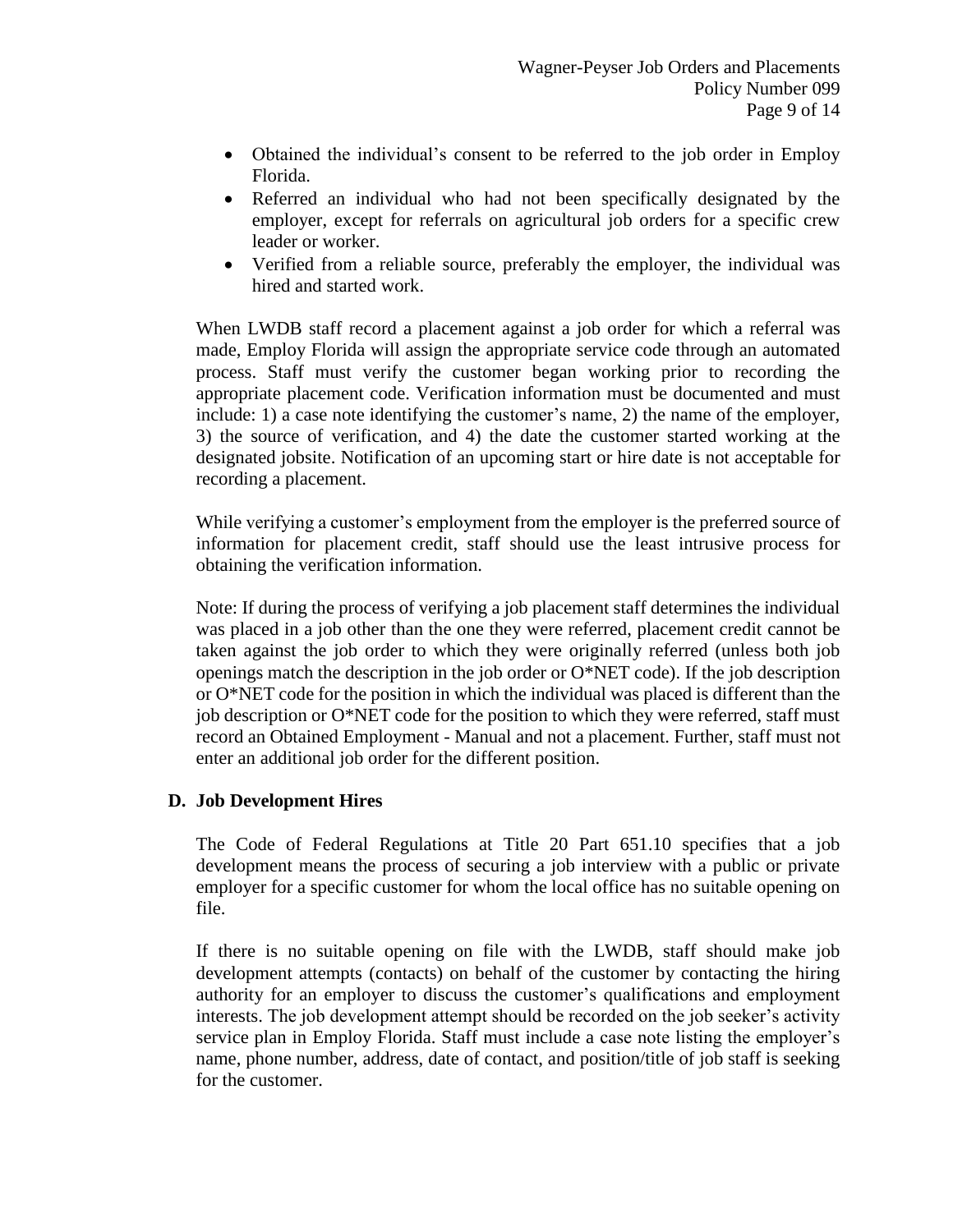- Obtained the individual's consent to be referred to the job order in Employ Florida.
- Referred an individual who had not been specifically designated by the employer, except for referrals on agricultural job orders for a specific crew leader or worker.
- Verified from a reliable source, preferably the employer, the individual was hired and started work.

When LWDB staff record a placement against a job order for which a referral was made, Employ Florida will assign the appropriate service code through an automated process. Staff must verify the customer began working prior to recording the appropriate placement code. Verification information must be documented and must include: 1) a case note identifying the customer's name, 2) the name of the employer, 3) the source of verification, and 4) the date the customer started working at the designated jobsite. Notification of an upcoming start or hire date is not acceptable for recording a placement.

While verifying a customer's employment from the employer is the preferred source of information for placement credit, staff should use the least intrusive process for obtaining the verification information.

Note: If during the process of verifying a job placement staff determines the individual was placed in a job other than the one they were referred, placement credit cannot be taken against the job order to which they were originally referred (unless both job openings match the description in the job order or O*NET code). If the job description or O*NET code for the position in which the individual was placed is different than the job description or O*NET code for the position to which they were referred, staff must record an Obtained Employment - Manual and not a placement. Further, staff must not enter an additional job order for the different position.

### D. Job Development Hires

The Code of Federal Regulations at Title 20 Part 651.10 specifies that a job development means the process of securing a job interview with a public or private employer for a specific customer for whom the local office has no suitable opening on file.

If there is no suitable opening on file with the LWDB, staff should make job development attempts (contacts) on behalf of the customer by contacting the hiring authority for an employer to discuss the customer's qualifications and employment interests. The job development attempt should be recorded on the job seeker's activity service plan in Employ Florida. Staff must include a case note listing the employer's name, phone number, address, date of contact, and position/title of job staff is seeking for the customer.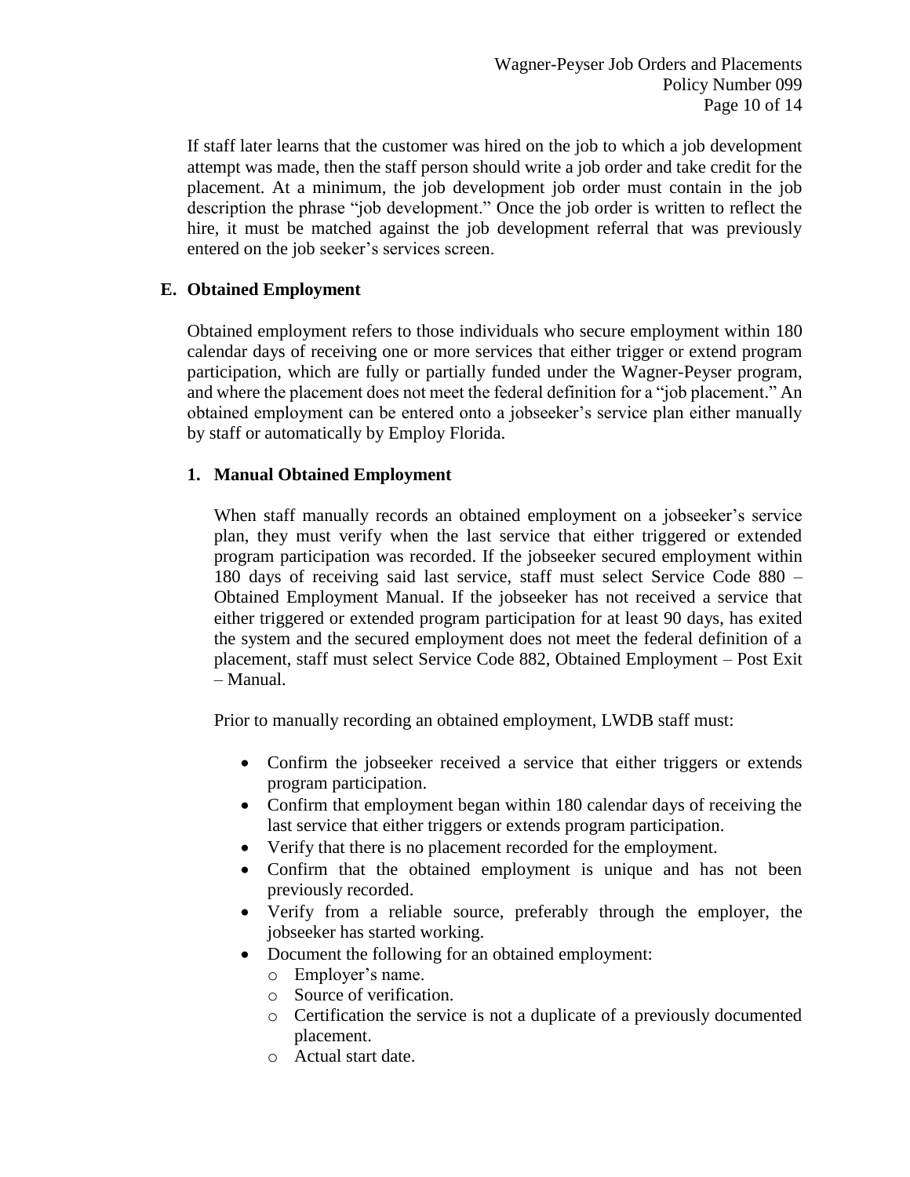If staff later learns that the customer was hired on the job to which a job development attempt was made, then the staff person should write a job order and take credit for the placement. At a minimum, the job development job order must contain in the job description the phrase "job development." Once the job order is written to reflect the hire, it must be matched against the job development referral that was previously entered on the job seeker's services screen.

### E. Obtained Employment

Obtained employment refers to those individuals who secure employment within 180 calendar days of receiving one or more services that either trigger or extend program participation, which are fully or partially funded under the Wagner-Peyser program, and where the placement does not meet the federal definition for a "job placement." An obtained employment can be entered onto a jobseeker's service plan either manually by staff or automatically by Employ Florida.

#### 1. Manual Obtained Employment

When staff manually records an obtained employment on a jobseeker's service plan, they must verify when the last service that either triggered or extended program participation was recorded. If the jobseeker secured employment within 180 days of receiving said last service, staff must select Service Code 880 – Obtained Employment Manual. If the jobseeker has not received a service that either triggered or extended program participation for at least 90 days, has exited the system and the secured employment does not meet the federal definition of a placement, staff must select Service Code 882, Obtained Employment – Post Exit – Manual.

Prior to manually recording an obtained employment, LWDB staff must:

- Confirm the jobseeker received a service that either triggers or extends program participation.
- Confirm that employment began within 180 calendar days of receiving the last service that either triggers or extends program participation.
- Verify that there is no placement recorded for the employment.
- Confirm that the obtained employment is unique and has not been previously recorded.
- Verify from a reliable source, preferably through the employer, the jobseeker has started working.
- Document the following for an obtained employment:
  - Employer's name.
  - Source of verification.
  - Certification the service is not a duplicate of a previously documented placement.
  - Actual start date.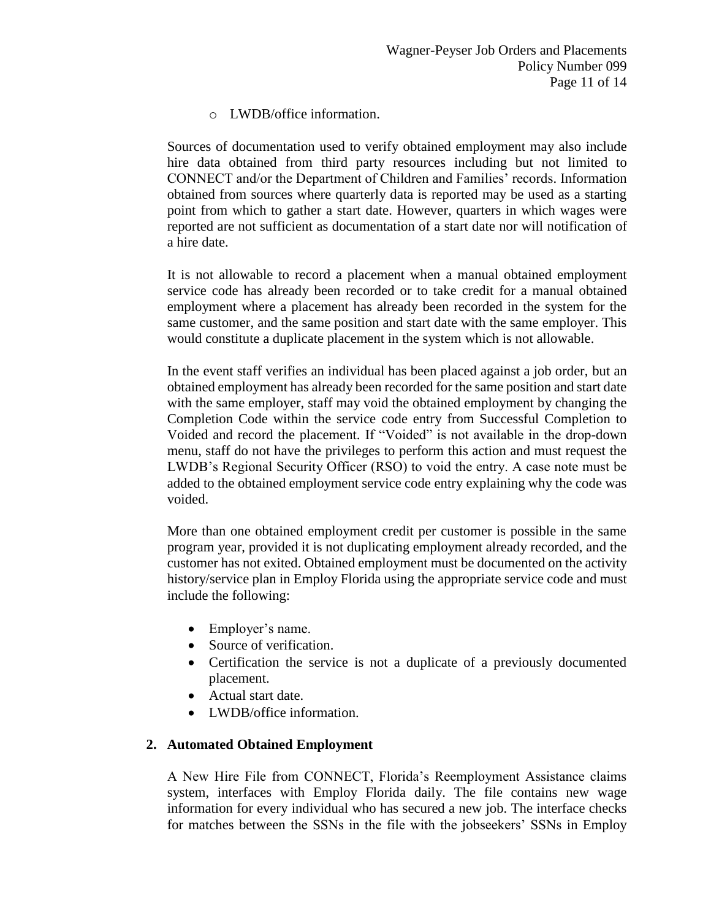- LWDB/office information.

Sources of documentation used to verify obtained employment may also include hire data obtained from third party resources including but not limited to CONNECT and/or the Department of Children and Families' records. Information obtained from sources where quarterly data is reported may be used as a starting point from which to gather a start date. However, quarters in which wages were reported are not sufficient as documentation of a start date nor will notification of a hire date.

It is not allowable to record a placement when a manual obtained employment service code has already been recorded or to take credit for a manual obtained employment where a placement has already been recorded in the system for the same customer, and the same position and start date with the same employer. This would constitute a duplicate placement in the system which is not allowable.

In the event staff verifies an individual has been placed against a job order, but an obtained employment has already been recorded for the same position and start date with the same employer, staff may void the obtained employment by changing the Completion Code within the service code entry from Successful Completion to Voided and record the placement. If "Voided" is not available in the drop-down menu, staff do not have the privileges to perform this action and must request the LWDB's Regional Security Officer (RSO) to void the entry. A case note must be added to the obtained employment service code entry explaining why the code was voided.

More than one obtained employment credit per customer is possible in the same program year, provided it is not duplicating employment already recorded, and the customer has not exited. Obtained employment must be documented on the activity history/service plan in Employ Florida using the appropriate service code and must include the following:

- Employer's name.
- Source of verification.
- Certification the service is not a duplicate of a previously documented placement.
- Actual start date.
- LWDB/office information.

**2. Automated Obtained Employment**

A New Hire File from CONNECT, Florida's Reemployment Assistance claims system, interfaces with Employ Florida daily. The file contains new wage information for every individual who has secured a new job. The interface checks for matches between the SSNs in the file with the jobseekers' SSNs in Employ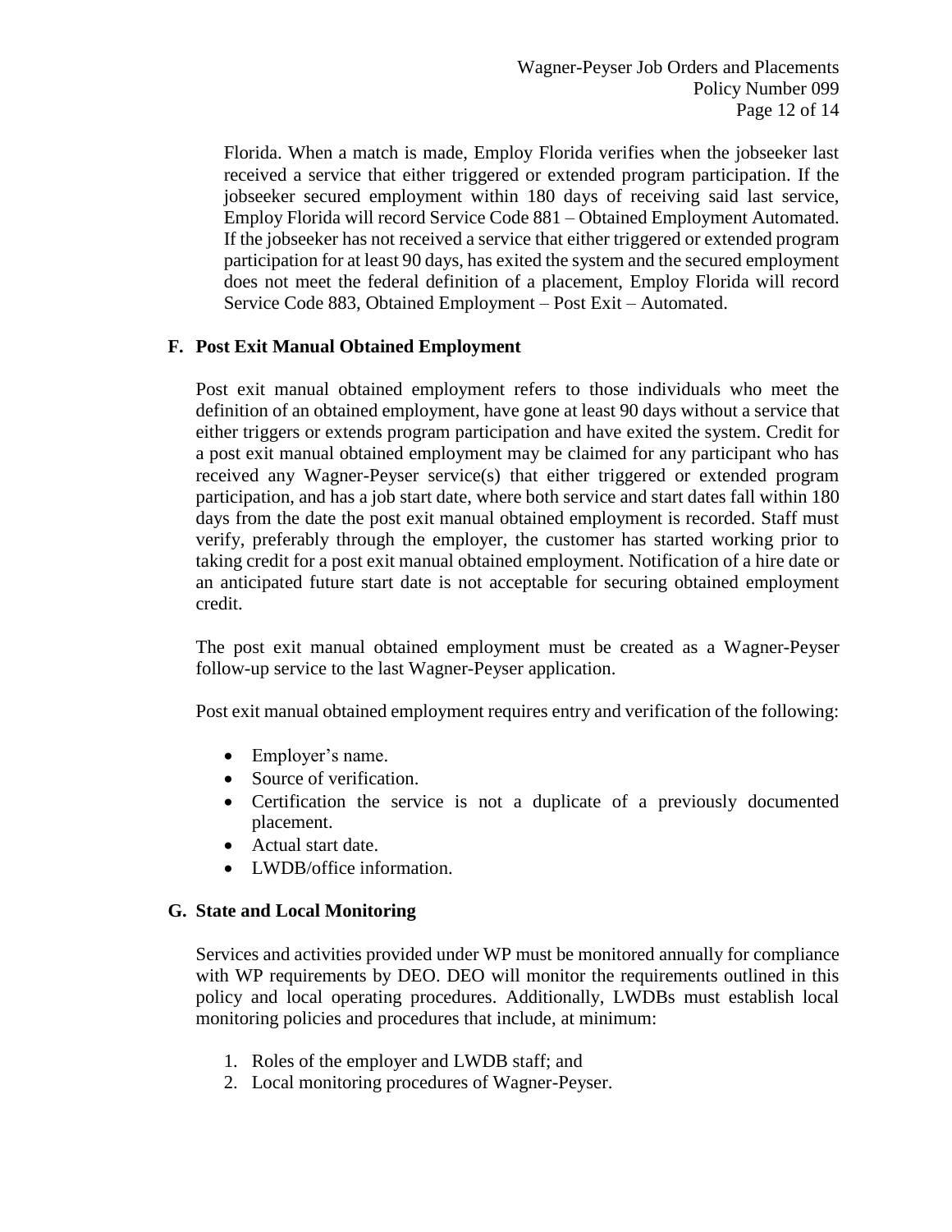Florida. When a match is made, Employ Florida verifies when the jobseeker last received a service that either triggered or extended program participation. If the jobseeker secured employment within 180 days of receiving said last service, Employ Florida will record Service Code 881 – Obtained Employment Automated. If the jobseeker has not received a service that either triggered or extended program participation for at least 90 days, has exited the system and the secured employment does not meet the federal definition of a placement, Employ Florida will record Service Code 883, Obtained Employment – Post Exit – Automated.

### F. Post Exit Manual Obtained Employment

Post exit manual obtained employment refers to those individuals who meet the definition of an obtained employment, have gone at least 90 days without a service that either triggers or extends program participation and have exited the system. Credit for a post exit manual obtained employment may be claimed for any participant who has received any Wagner-Peyser service(s) that either triggered or extended program participation, and has a job start date, where both service and start dates fall within 180 days from the date the post exit manual obtained employment is recorded. Staff must verify, preferably through the employer, the customer has started working prior to taking credit for a post exit manual obtained employment. Notification of a hire date or an anticipated future start date is not acceptable for securing obtained employment credit.

The post exit manual obtained employment must be created as a Wagner-Peyser follow-up service to the last Wagner-Peyser application.

Post exit manual obtained employment requires entry and verification of the following:

- Employer's name.
- Source of verification.
- Certification the service is not a duplicate of a previously documented placement.
- Actual start date.
- LWDB/office information.

### G. State and Local Monitoring

Services and activities provided under WP must be monitored annually for compliance with WP requirements by DEO. DEO will monitor the requirements outlined in this policy and local operating procedures. Additionally, LWDBs must establish local monitoring policies and procedures that include, at minimum:

1. Roles of the employer and LWDB staff; and
2. Local monitoring procedures of Wagner-Peyser.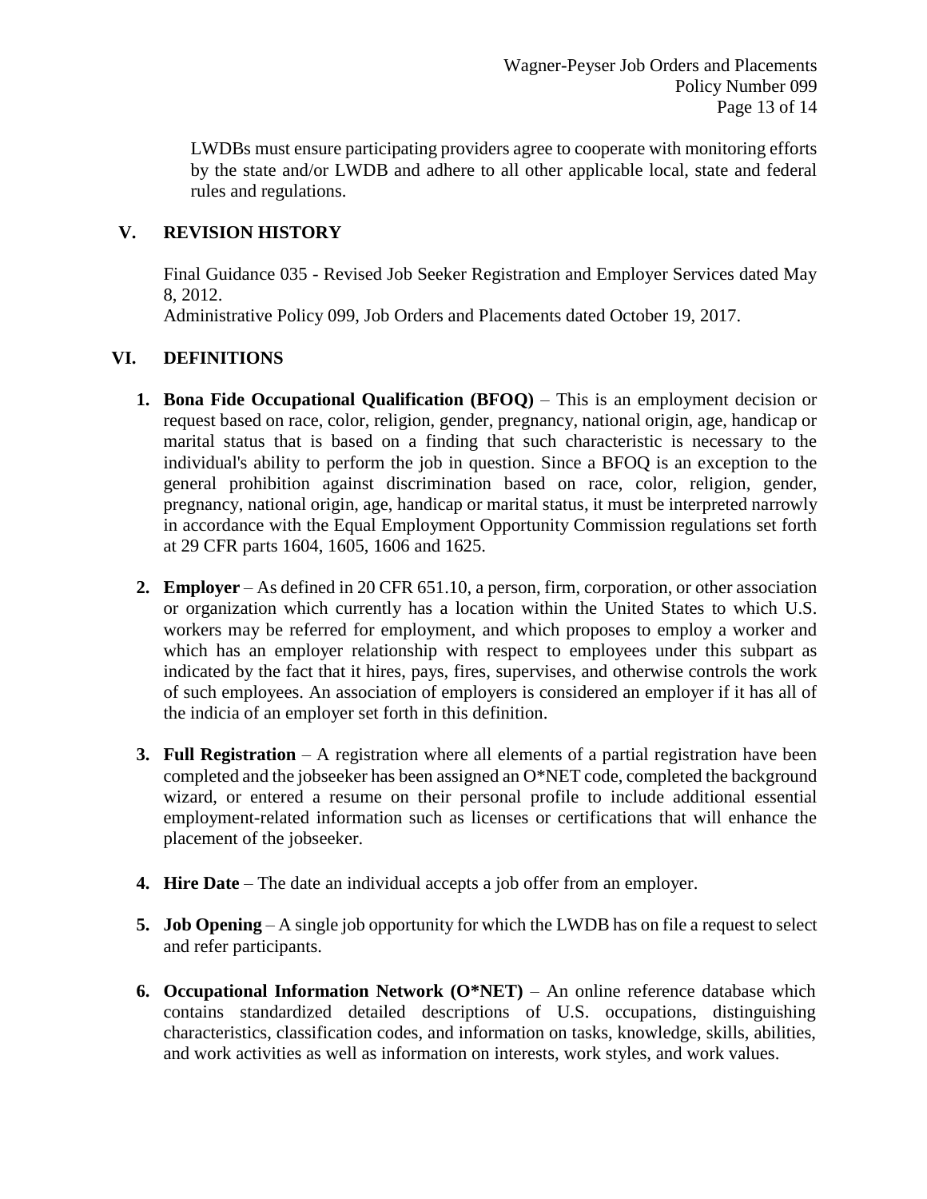LWDBs must ensure participating providers agree to cooperate with monitoring efforts by the state and/or LWDB and adhere to all other applicable local, state and federal rules and regulations.

## V. REVISION HISTORY

Final Guidance 035 - Revised Job Seeker Registration and Employer Services dated May 8, 2012.
Administrative Policy 099, Job Orders and Placements dated October 19, 2017.

## VI. DEFINITIONS

1. **Bona Fide Occupational Qualification (BFOQ)** – This is an employment decision or request based on race, color, religion, gender, pregnancy, national origin, age, handicap or marital status that is based on a finding that such characteristic is necessary to the individual's ability to perform the job in question. Since a BFOQ is an exception to the general prohibition against discrimination based on race, color, religion, gender, pregnancy, national origin, age, handicap or marital status, it must be interpreted narrowly in accordance with the Equal Employment Opportunity Commission regulations set forth at 29 CFR parts 1604, 1605, 1606 and 1625.

2. **Employer** – As defined in 20 CFR 651.10, a person, firm, corporation, or other association or organization which currently has a location within the United States to which U.S. workers may be referred for employment, and which proposes to employ a worker and which has an employer relationship with respect to employees under this subpart as indicated by the fact that it hires, pays, fires, supervises, and otherwise controls the work of such employees. An association of employers is considered an employer if it has all of the indicia of an employer set forth in this definition.

3. **Full Registration** – A registration where all elements of a partial registration have been completed and the jobseeker has been assigned an O*NET code, completed the background wizard, or entered a resume on their personal profile to include additional essential employment-related information such as licenses or certifications that will enhance the placement of the jobseeker.

4. **Hire Date** – The date an individual accepts a job offer from an employer.

5. **Job Opening** – A single job opportunity for which the LWDB has on file a request to select and refer participants.

6. **Occupational Information Network (O*NET)** – An online reference database which contains standardized detailed descriptions of U.S. occupations, distinguishing characteristics, classification codes, and information on tasks, knowledge, skills, abilities, and work activities as well as information on interests, work styles, and work values.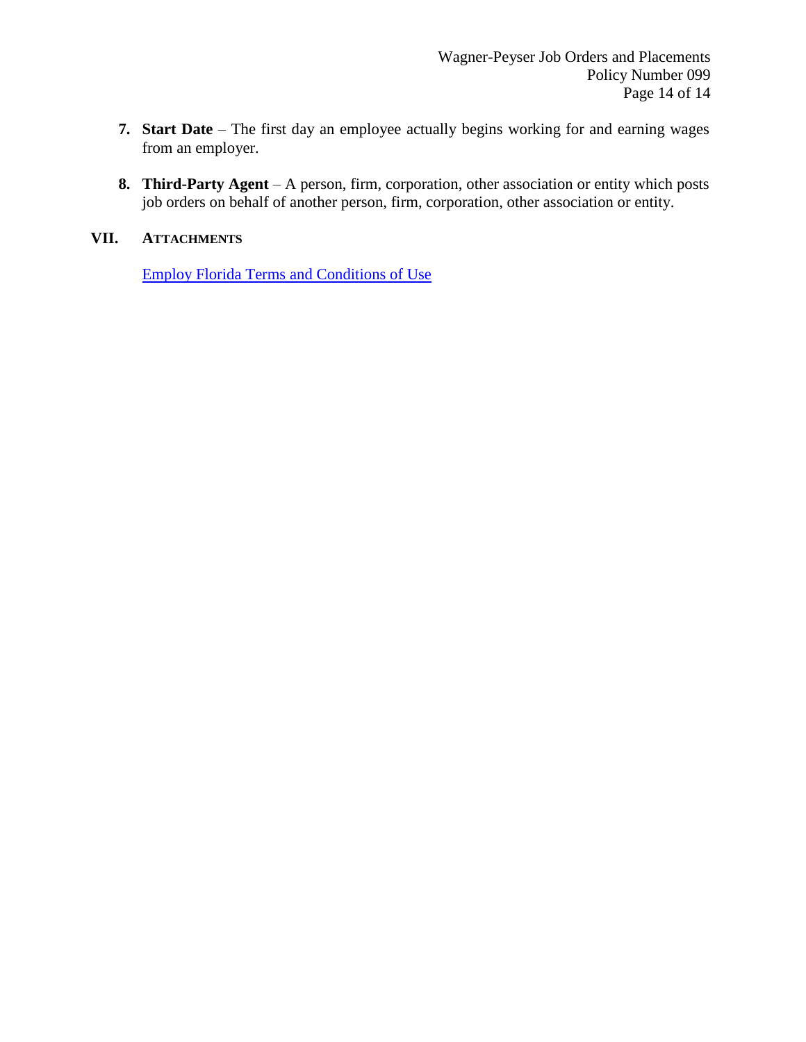7. **Start Date** – The first day an employee actually begins working for and earning wages from an employer.

8. **Third-Party Agent** – A person, firm, corporation, other association or entity which posts job orders on behalf of another person, firm, corporation, other association or entity.

## VII. ATTACHMENTS

Employ Florida Terms and Conditions of Use